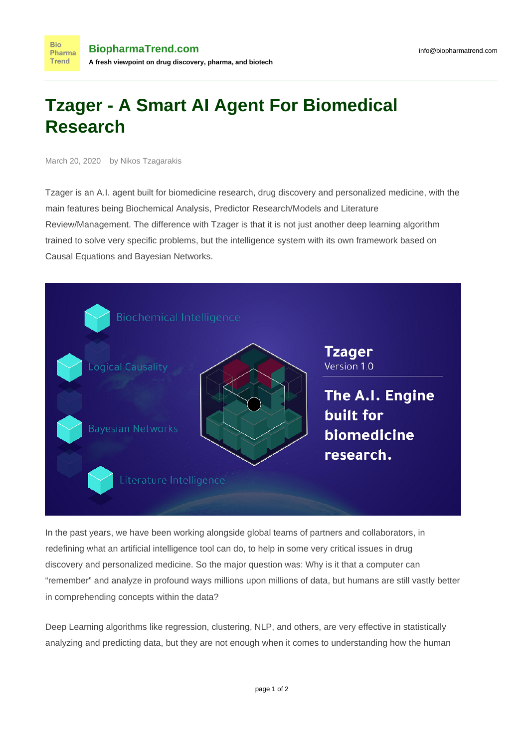# Tzager - A Smart AI Agent For Biomedical Research

March 20, 2020 by Nikos Tzagarakis

Tzager is an A.I. agent built for biomedicine research, drug discovery and personalized medicine, with the main features being Biochemical Analysis, Predictor Research/Models and Literature Review/Management. The difference with Tzager is that it is not just another deep learning algorithm trained to solve very specific problems, but the intelligence system with its own framework based on Causal Equations and Bayesian Networks.

In the past years, we have been working alongside global teams of partners and collaborators, in redefining what an artificial intelligence tool can do, to help in some very critical issues in drug discovery and personalized medicine. So the major question was: Why is it that a computer can "remember" and analyze in profound ways millions upon millions of data, but humans are still vastly better in comprehending concepts within the data?

Deep Learning algorithms like regression, clustering, NLP, and others, are very effective in statistically analyzing and predicting data, but they are not enough when it comes to understanding how the human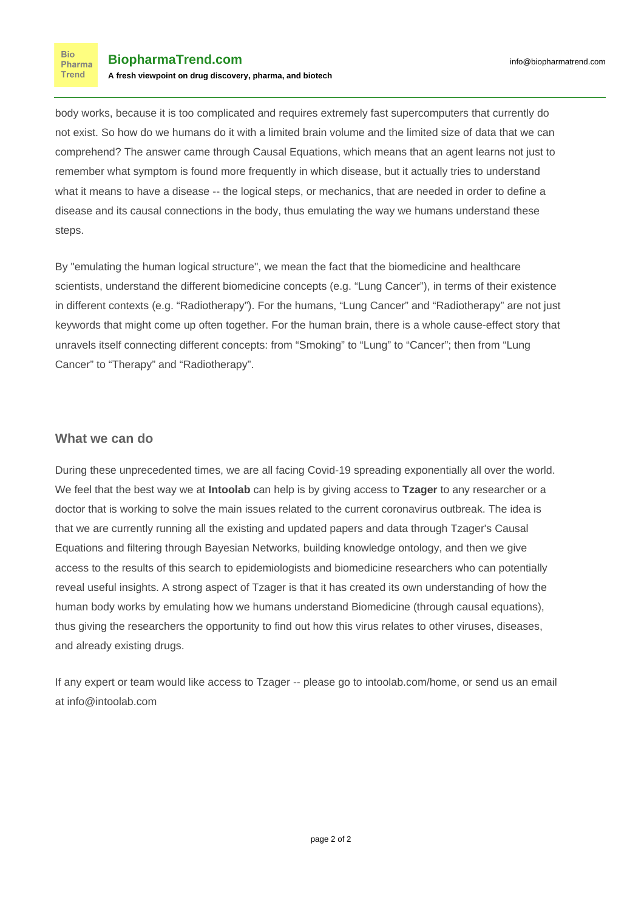body works, because it is too complicated and requires extremely fast supercomputers that currently do not exist. So how do we humans do it with a limited brain volume and the limited size of data that we can comprehend? The answer came through Causal Equations, which means that an agent learns not just to remember what symptom is found more frequently in which disease, but it actually tries to understand what it means to have a disease -- the logical steps, or mechanics, that are needed in order to define a disease and its causal connections in the body, thus emulating the way we humans understand these steps.

By "emulating the human logical structure", we mean the fact that the biomedicine and healthcare scientists, understand the different biomedicine concepts (e.g. “Lung Cancer”), in terms of their existence in different contexts (e.g. “Radiotherapy”). For the humans, “Lung Cancer” and “Radiotherapy” are not just keywords that might come up often together. For the human brain, there is a whole cause-effect story that unravels itself connecting different concepts: from “Smoking” to “Lung” to “Cancer”; then from “Lung Cancer” to “Therapy” and “Radiotherapy”.

## What we can do

During these unprecedented times, we are all facing Covid-19 spreading exponentially all over the world. We feel that the best way we at **Intoolab** can help is by giving access to **Tzager** to any researcher or a doctor that is working to solve the main issues related to the current coronavirus outbreak. The idea is that we are currently running all the existing and updated papers and data through Tzager's Causal Equations and filtering through Bayesian Networks, building knowledge ontology, and then we give access to the results of this search to epidemiologists and biomedicine researchers who can potentially reveal useful insights. A strong aspect of Tzager is that it has created its own understanding of how the human body works by emulating how we humans understand Biomedicine (through causal equations), thus giving the researchers the opportunity to find out how this virus relates to other viruses, diseases, and already existing drugs.

If any expert or team would like access to Tzager -- please go to intoolab.com/home, or send us an email at info@intoolab.com